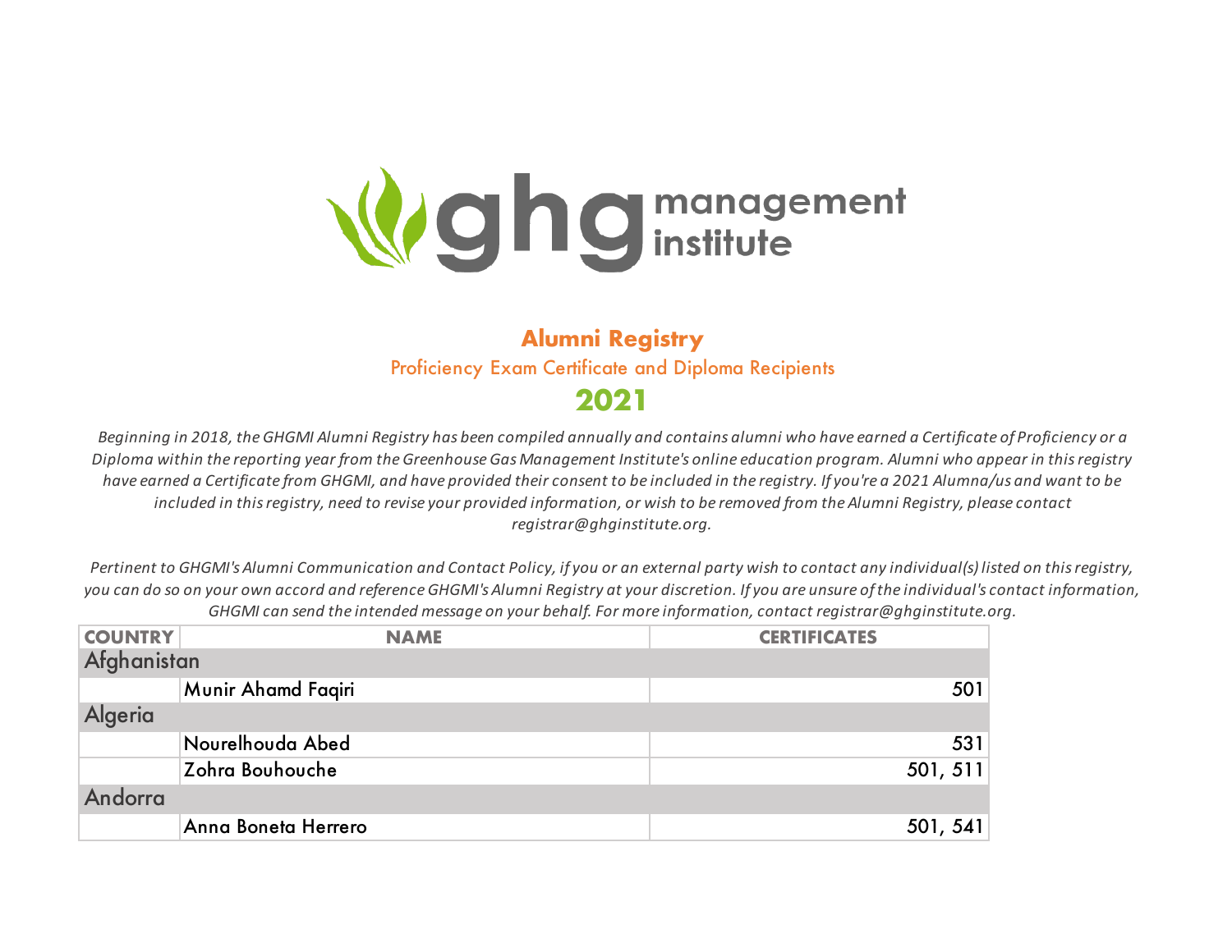ghg management institute

# Alumni Registry

## Proficiency Exam Certificate and Diploma Recipients

## 2021

*Beginning in 2018, the GHGMI Alumni Registry has been compiled annually and contains alumni who have earned a Certificate of Proficiency or a Diploma within the reporting year from the Greenhouse Gas Management Institute's online education program. Alumni who appear in this registry have earned a Certificate from GHGMI, and have provided their consent to be included in the registry. If you're a 2021 Alumna/us and want to be included in this registry, need to revise your provided information, or wish to be removed from the Alumni Registry, please contact registrar@ghginstitute.org.*

*Pertinent to GHGMI's Alumni Communication and Contact Policy, if you or an external party wish to contact any individual(s) listed on this registry, you can do so on your own accord and reference GHGMI's Alumni Registry at your discretion. If you are unsure of the individual's contact information, GHGMI can send the intended message on your behalf. For more information, contact registrar@ghginstitute.org.*

| COUNTRY | NAME | CERTIFICATES |
|---|---|---|
| Afghanistan | | |
| | Munir Ahamd Faqiri | 501 |
| Algeria | | |
| | Nourelhouda Abed | 531 |
| | Zohra Bouhouche | 501, 511 |
| Andorra | | |
| | Anna Boneta Herrero | 501, 541 |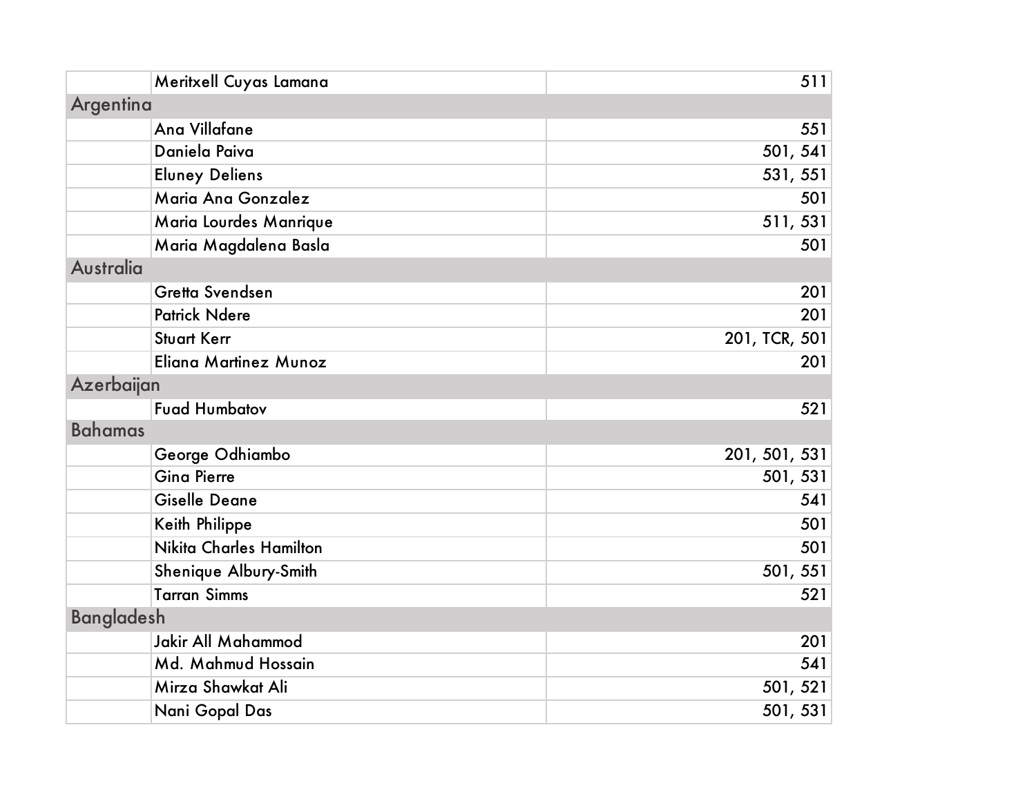| | | |
|---|---|---|
| | Meritxell Cuyas Lamana | 511 |
| Argentina | | |
| | Ana Villafane | 551 |
| | Daniela Paiva | 501, 541 |
| | Eluney Deliens | 531, 551 |
| | Maria Ana Gonzalez | 501 |
| | Maria Lourdes Manrique | 511, 531 |
| | Maria Magdalena Basla | 501 |
| Australia | | |
| | Gretta Svendsen | 201 |
| | Patrick Ndere | 201 |
| | Stuart Kerr | 201, TCR, 501 |
| | Eliana Martinez Munoz | 201 |
| Azerbaijan | | |
| | Fuad Humbatov | 521 |
| Bahamas | | |
| | George Odhiambo | 201, 501, 531 |
| | Gina Pierre | 501, 531 |
| | Giselle Deane | 541 |
| | Keith Philippe | 501 |
| | Nikita Charles Hamilton | 501 |
| | Shenique Albury-Smith | 501, 551 |
| | Tarran Simms | 521 |
| Bangladesh | | |
| | Jakir All Mahammod | 201 |
| | Md. Mahmud Hossain | 541 |
| | Mirza Shawkat Ali | 501, 521 |
| | Nani Gopal Das | 501, 531 |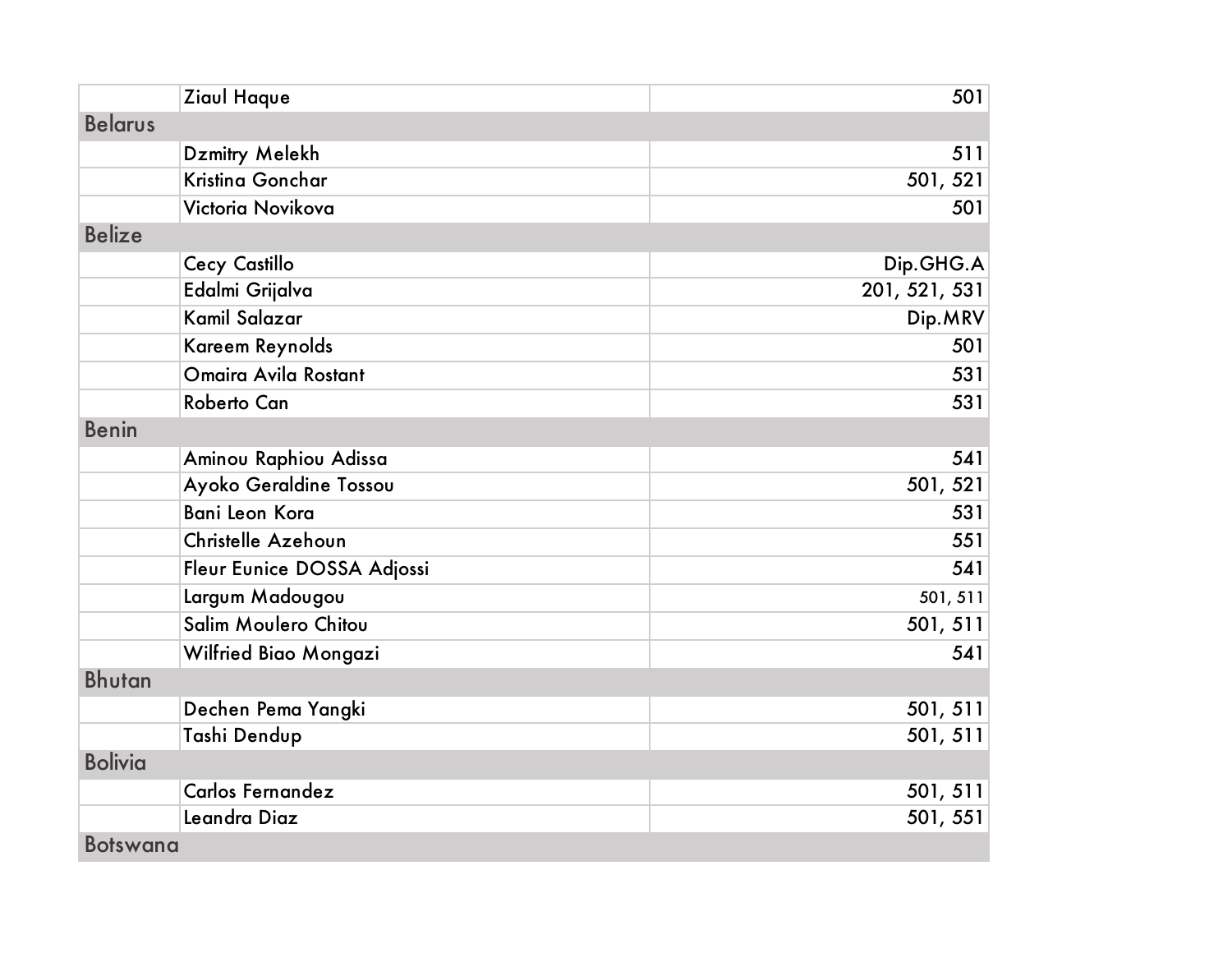| | | |
|---|---|---|
| | Ziaul Haque | 501 |
| Belarus | | |
| | Dzmitry Melekh | 511 |
| | Kristina Gonchar | 501, 521 |
| | Victoria Novikova | 501 |
| Belize | | |
| | Cecy Castillo | Dip.GHG.A |
| | Edalmi Grijalva | 201, 521, 531 |
| | Kamil Salazar | Dip.MRV |
| | Kareem Reynolds | 501 |
| | Omaira Avila Rostant | 531 |
| | Roberto Can | 531 |
| Benin | | |
| | Aminou Raphiou Adissa | 541 |
| | Ayoko Geraldine Tossou | 501, 521 |
| | Bani Leon Kora | 531 |
| | Christelle Azehoun | 551 |
| | Fleur Eunice DOSSA Adjossi | 541 |
| | Largum Madougou | 501, 511 |
| | Salim Moulero Chitou | 501, 511 |
| | Wilfried Biao Mongazi | 541 |
| Bhutan | | |
| | Dechen Pema Yangki | 501, 511 |
| | Tashi Dendup | 501, 511 |
| Bolivia | | |
| | Carlos Fernandez | 501, 511 |
| | Leandra Diaz | 501, 551 |
| Botswana | | |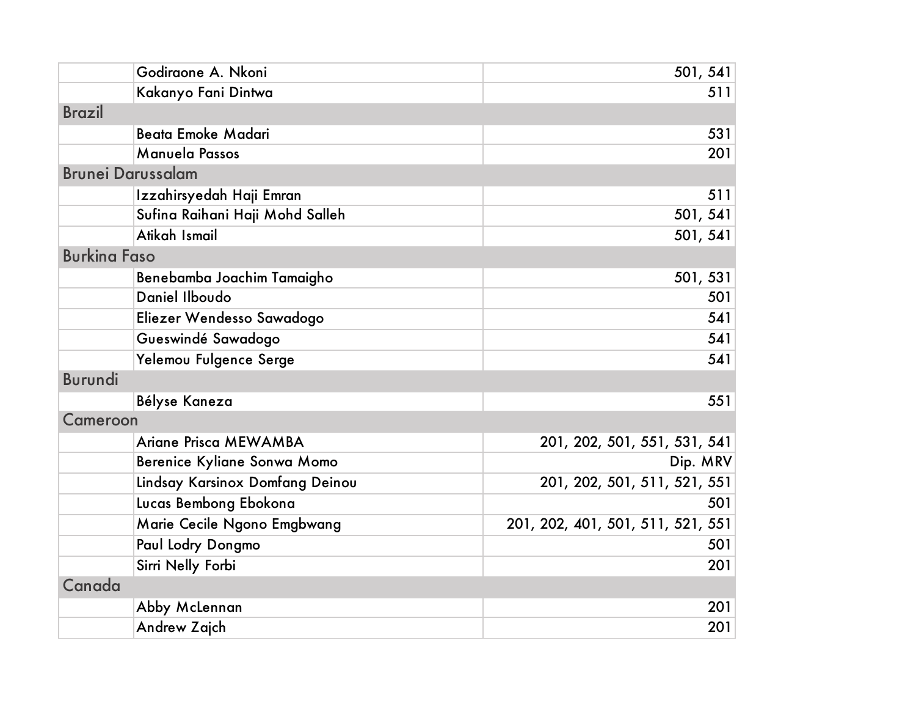| | | |
|---|---|---|
| | Godiraone A. Nkoni | 501, 541 |
| | Kakanyo Fani Dintwa | 511 |
| Brazil | | |
| | Beata Emoke Madari | 531 |
| | Manuela Passos | 201 |
| Brunei Darussalam | | |
| | Izzahirsyedah Haji Emran | 511 |
| | Sufina Raihani Haji Mohd Salleh | 501, 541 |
| | Atikah Ismail | 501, 541 |
| Burkina Faso | | |
| | Benebamba Joachim Tamaigho | 501, 531 |
| | Daniel Ilboudo | 501 |
| | Eliezer Wendesso Sawadogo | 541 |
| | Gueswindé Sawadogo | 541 |
| | Yelemou Fulgence Serge | 541 |
| Burundi | | |
| | Bélyse Kaneza | 551 |
| Cameroon | | |
| | Ariane Prisca MEWAMBA | 201, 202, 501, 551, 531, 541 |
| | Berenice Kyliane Sonwa Momo | Dip. MRV |
| | Lindsay Karsinox Domfang Deinou | 201, 202, 501, 511, 521, 551 |
| | Lucas Bembong Ebokona | 501 |
| | Marie Cecile Ngono Emgbwang | 201, 202, 401, 501, 511, 521, 551 |
| | Paul Lodry Dongmo | 501 |
| | Sirri Nelly Forbi | 201 |
| Canada | | |
| | Abby McLennan | 201 |
| | Andrew Zajch | 201 |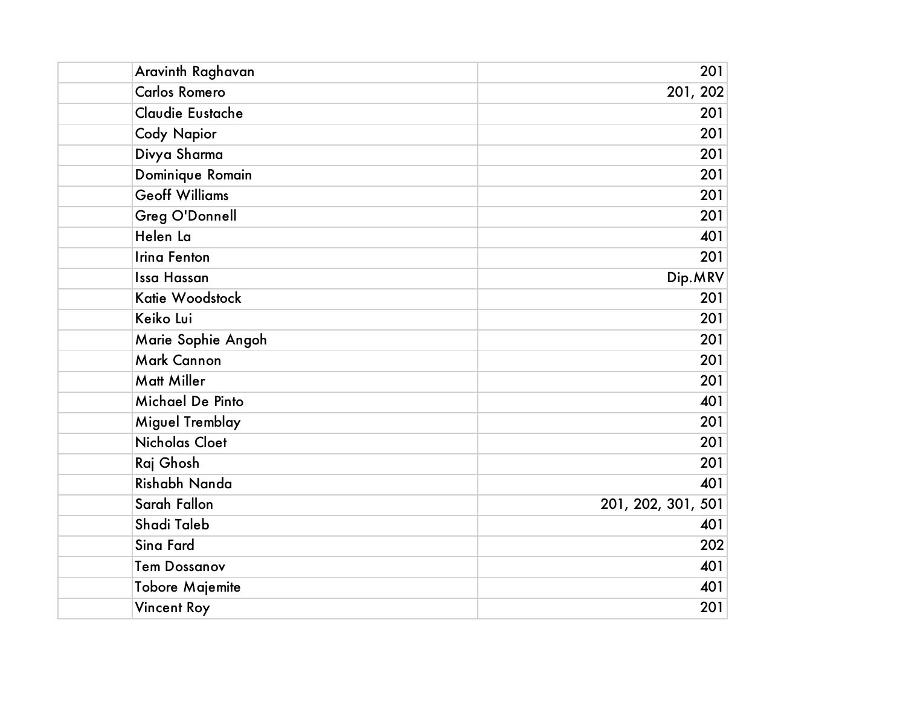| | | |
|---|---|---|
| | Aravinth Raghavan | 201 |
| | Carlos Romero | 201, 202 |
| | Claudie Eustache | 201 |
| | Cody Napior | 201 |
| | Divya Sharma | 201 |
| | Dominique Romain | 201 |
| | Geoff Williams | 201 |
| | Greg O'Donnell | 201 |
| | Helen La | 401 |
| | Irina Fenton | 201 |
| | Issa Hassan | Dip.MRV |
| | Katie Woodstock | 201 |
| | Keiko Lui | 201 |
| | Marie Sophie Angoh | 201 |
| | Mark Cannon | 201 |
| | Matt Miller | 201 |
| | Michael De Pinto | 401 |
| | Miguel Tremblay | 201 |
| | Nicholas Cloet | 201 |
| | Raj Ghosh | 201 |
| | Rishabh Nanda | 401 |
| | Sarah Fallon | 201, 202, 301, 501 |
| | Shadi Taleb | 401 |
| | Sina Fard | 202 |
| | Tem Dossanov | 401 |
| | Tobore Majemite | 401 |
| | Vincent Roy | 201 |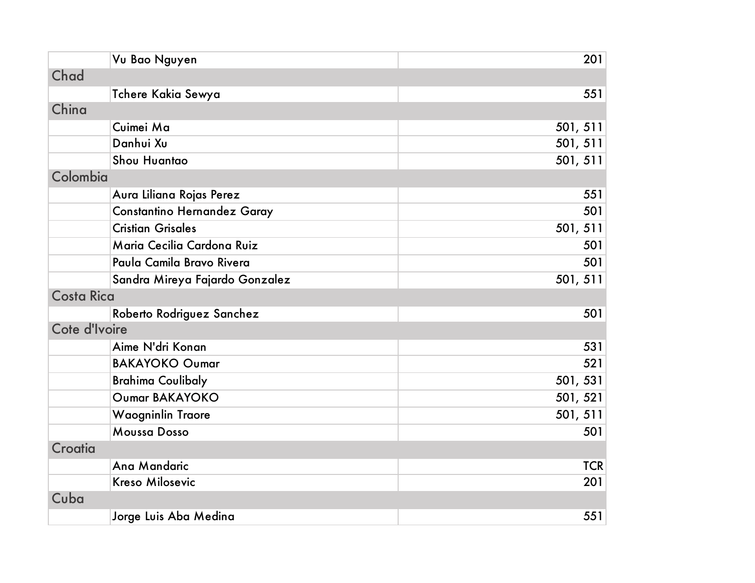| | | |
|---|---|---|
| | Vu Bao Nguyen | 201 |
| Chad | | |
| | Tchere Kakia Sewya | 551 |
| China | | |
| | Cuimei Ma | 501, 511 |
| | Danhui Xu | 501, 511 |
| | Shou Huantao | 501, 511 |
| Colombia | | |
| | Aura Liliana Rojas Perez | 551 |
| | Constantino Hernandez Garay | 501 |
| | Cristian Grisales | 501, 511 |
| | Maria Cecilia Cardona Ruiz | 501 |
| | Paula Camila Bravo Rivera | 501 |
| | Sandra Mireya Fajardo Gonzalez | 501, 511 |
| Costa Rica | | |
| | Roberto Rodriguez Sanchez | 501 |
| Cote d'Ivoire | | |
| | Aime N'dri Konan | 531 |
| | BAKAYOKO Oumar | 521 |
| | Brahima Coulibaly | 501, 531 |
| | Oumar BAKAYOKO | 501, 521 |
| | Waogninlin Traore | 501, 511 |
| | Moussa Dosso | 501 |
| Croatia | | |
| | Ana Mandaric | TCR |
| | Kreso Milosevic | 201 |
| Cuba | | |
| | Jorge Luis Aba Medina | 551 |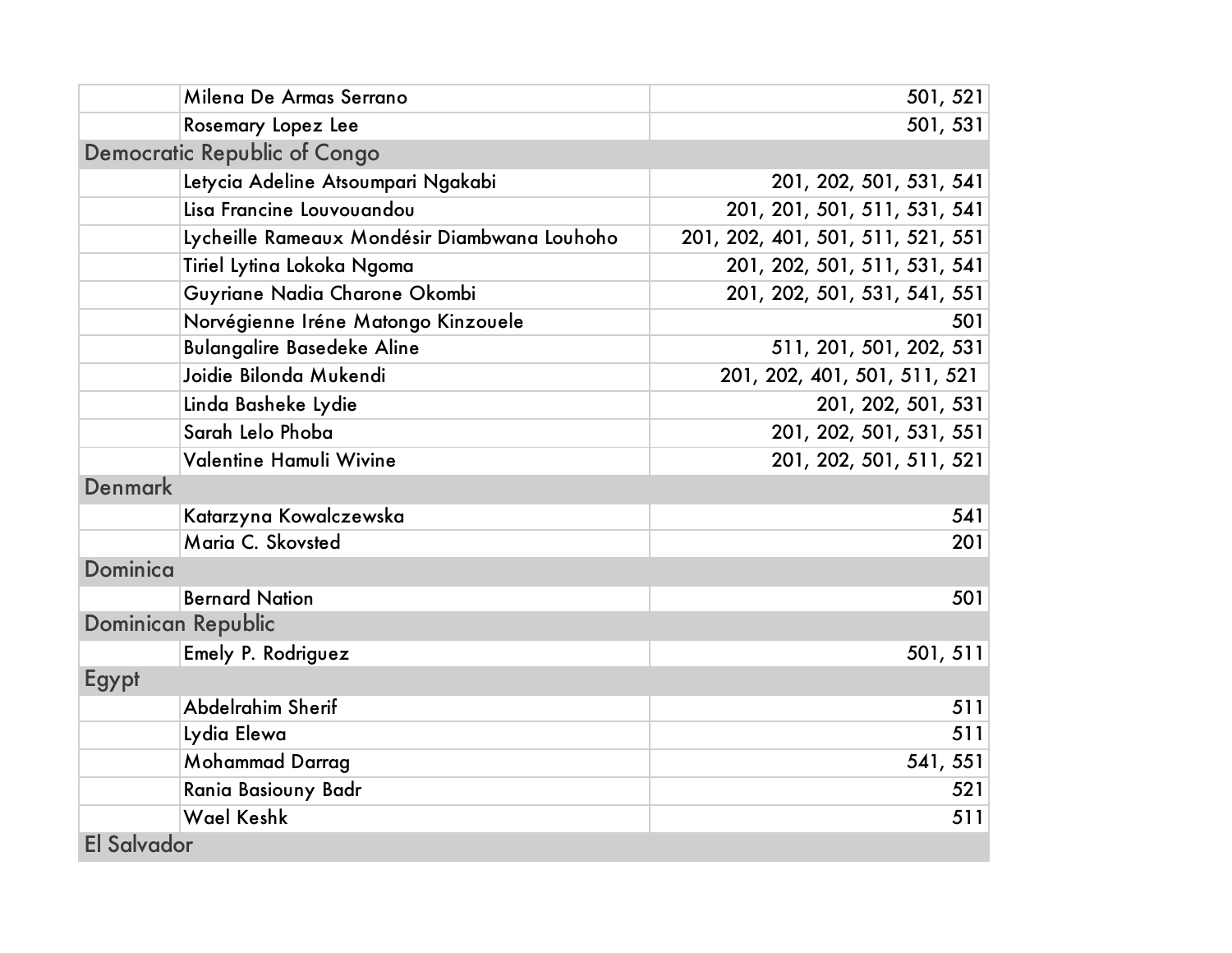| | | |
|---|---|---|
| | Milena De Armas Serrano | 501, 521 |
| | Rosemary Lopez Lee | 501, 531 |
| Democratic Republic of Congo | | |
| | Letycia Adeline Atsoumpari Ngakabi | 201, 202, 501, 531, 541 |
| | Lisa Francine Louvouandou | 201, 201, 501, 511, 531, 541 |
| | Lycheille Rameaux Mondésir Diambwana Louhoho | 201, 202, 401, 501, 511, 521, 551 |
| | Tiriel Lytina Lokoka Ngoma | 201, 202, 501, 511, 531, 541 |
| | Guyriane Nadia Charone Okombi | 201, 202, 501, 531, 541, 551 |
| | Norvégienne Iréne Matongo Kinzouele | 501 |
| | Bulangalire Basedeke Aline | 511, 201, 501, 202, 531 |
| | Joidie Bilonda Mukendi | 201, 202, 401, 501, 511, 521 |
| | Linda Basheke Lydie | 201, 202, 501, 531 |
| | Sarah Lelo Phoba | 201, 202, 501, 531, 551 |
| | Valentine Hamuli Wivine | 201, 202, 501, 511, 521 |
| Denmark | | |
| | Katarzyna Kowalczewska | 541 |
| | Maria C. Skovsted | 201 |
| Dominica | | |
| | Bernard Nation | 501 |
| Dominican Republic | | |
| | Emely P. Rodriguez | 501, 511 |
| Egypt | | |
| | Abdelrahim Sherif | 511 |
| | Lydia Elewa | 511 |
| | Mohammad Darrag | 541, 551 |
| | Rania Basiouny Badr | 521 |
| | Wael Keshk | 511 |
| El Salvador | | |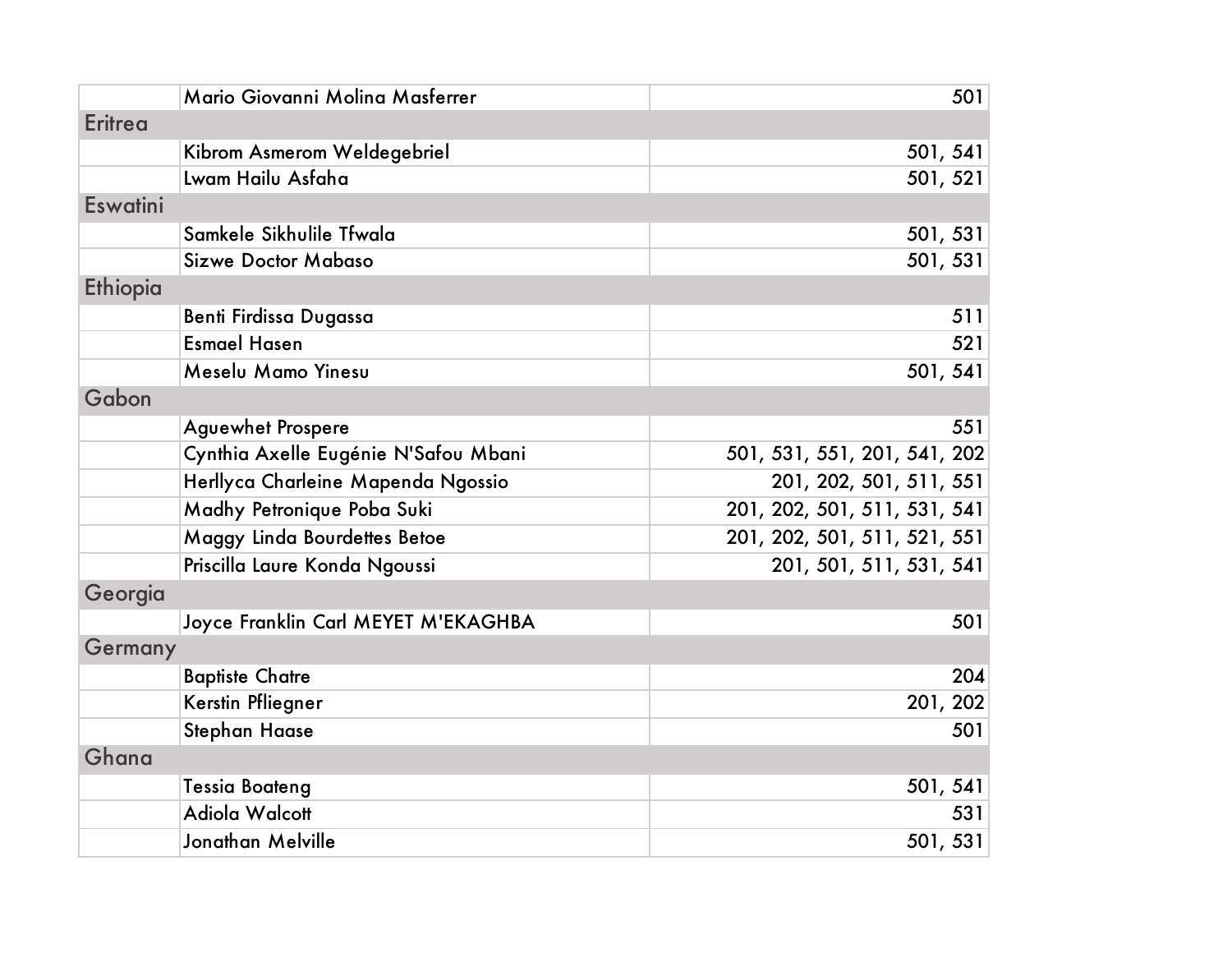| | | |
|---|---|---|
| | Mario Giovanni Molina Masferrer | 501 |
| Eritrea | | |
| | Kibrom Asmerom Weldegebriel | 501, 541 |
| | Lwam Hailu Asfaha | 501, 521 |
| Eswatini | | |
| | Samkele Sikhulile Tfwala | 501, 531 |
| | Sizwe Doctor Mabaso | 501, 531 |
| Ethiopia | | |
| | Benti Firdissa Dugassa | 511 |
| | Esmael Hasen | 521 |
| | Meselu Mamo Yinesu | 501, 541 |
| Gabon | | |
| | Aguewhet Prospere | 551 |
| | Cynthia Axelle Eugénie N'Safou Mbani | 501, 531, 551, 201, 541, 202 |
| | Herllyca Charleine Mapenda Ngossio | 201, 202, 501, 511, 551 |
| | Madhy Petronique Poba Suki | 201, 202, 501, 511, 531, 541 |
| | Maggy Linda Bourdettes Betoe | 201, 202, 501, 511, 521, 551 |
| | Priscilla Laure Konda Ngoussi | 201, 501, 511, 531, 541 |
| Georgia | | |
| | Joyce Franklin Carl MEYET M'EKAGHBA | 501 |
| Germany | | |
| | Baptiste Chatre | 204 |
| | Kerstin Pfliegner | 201, 202 |
| | Stephan Haase | 501 |
| Ghana | | |
| | Tessia Boateng | 501, 541 |
| | Adiola Walcott | 531 |
| | Jonathan Melville | 501, 531 |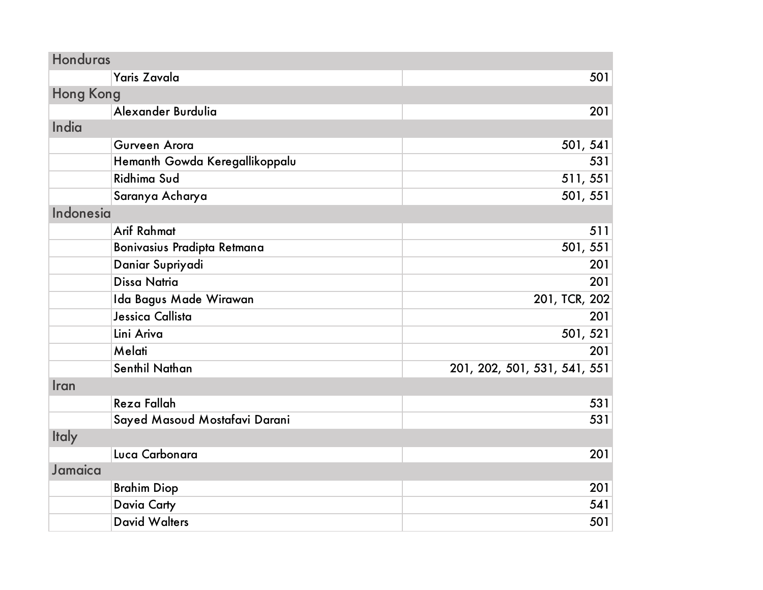| | | |
|---|---|---|
| Honduras | | |
| | Yaris Zavala | 501 |
| Hong Kong | | |
| | Alexander Burdulia | 201 |
| India | | |
| | Gurveen Arora | 501, 541 |
| | Hemanth Gowda Keregallikoppalu | 531 |
| | Ridhima Sud | 511, 551 |
| | Saranya Acharya | 501, 551 |
| Indonesia | | |
| | Arif Rahmat | 511 |
| | Bonivasius Pradipta Retmana | 501, 551 |
| | Daniar Supriyadi | 201 |
| | Dissa Natria | 201 |
| | Ida Bagus Made Wirawan | 201, TCR, 202 |
| | Jessica Callista | 201 |
| | Lini Ariva | 501, 521 |
| | Melati | 201 |
| | Senthil Nathan | 201, 202, 501, 531, 541, 551 |
| Iran | | |
| | Reza Fallah | 531 |
| | Sayed Masoud Mostafavi Darani | 531 |
| Italy | | |
| | Luca Carbonara | 201 |
| Jamaica | | |
| | Brahim Diop | 201 |
| | Davia Carty | 541 |
| | David Walters | 501 |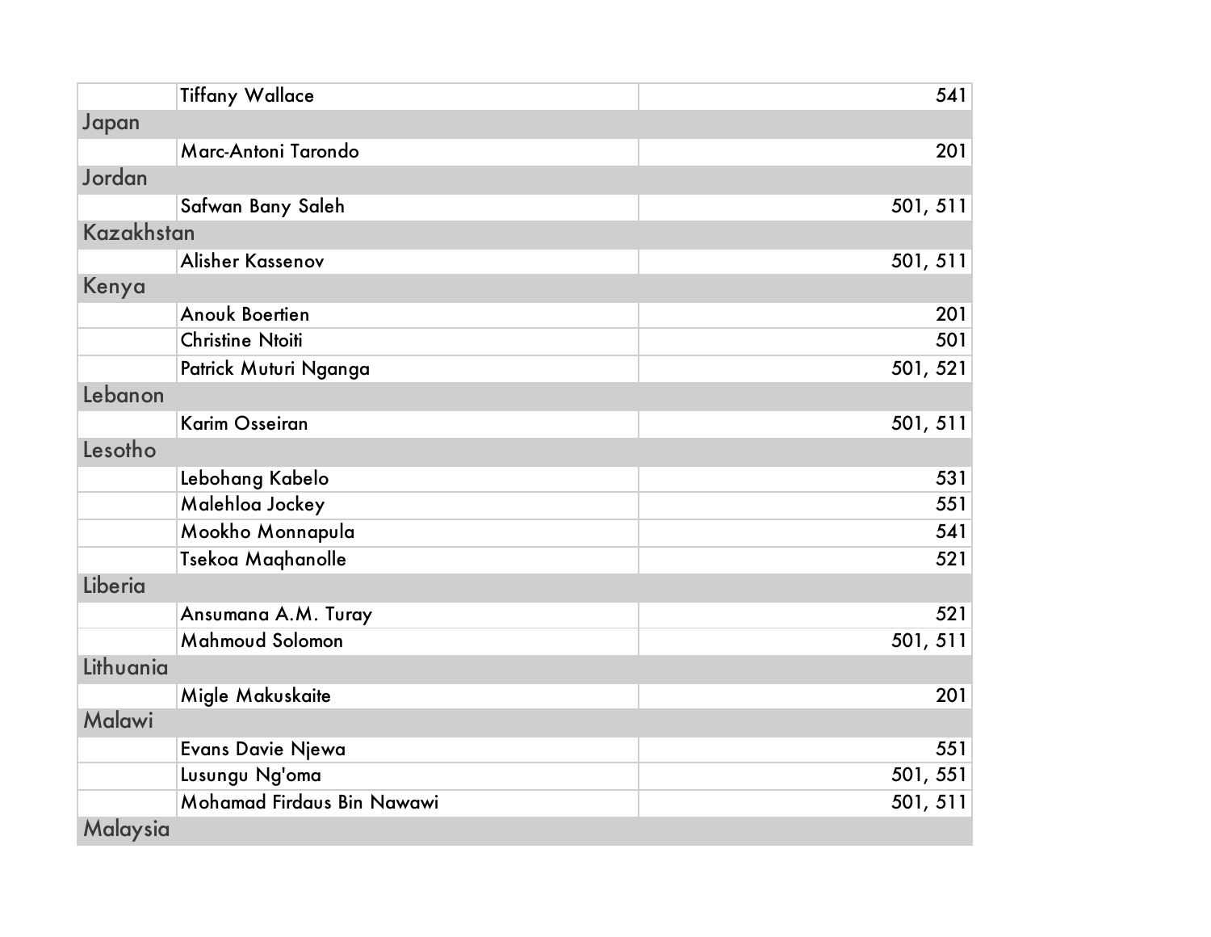| | | |
|---|---|---|
| | Tiffany Wallace | 541 |
| Japan | | |
| | Marc-Antoni Tarondo | 201 |
| Jordan | | |
| | Safwan Bany Saleh | 501, 511 |
| Kazakhstan | | |
| | Alisher Kassenov | 501, 511 |
| Kenya | | |
| | Anouk Boertien | 201 |
| | Christine Ntoiti | 501 |
| | Patrick Muturi Nganga | 501, 521 |
| Lebanon | | |
| | Karim Osseiran | 501, 511 |
| Lesotho | | |
| | Lebohang Kabelo | 531 |
| | Malehloa Jockey | 551 |
| | Mookho Monnapula | 541 |
| | Tsekoa Maqhanolle | 521 |
| Liberia | | |
| | Ansumana A.M. Turay | 521 |
| | Mahmoud Solomon | 501, 511 |
| Lithuania | | |
| | Migle Makuskaite | 201 |
| Malawi | | |
| | Evans Davie Njewa | 551 |
| | Lusungu Ng'oma | 501, 551 |
| | Mohamad Firdaus Bin Nawawi | 501, 511 |
| Malaysia | | |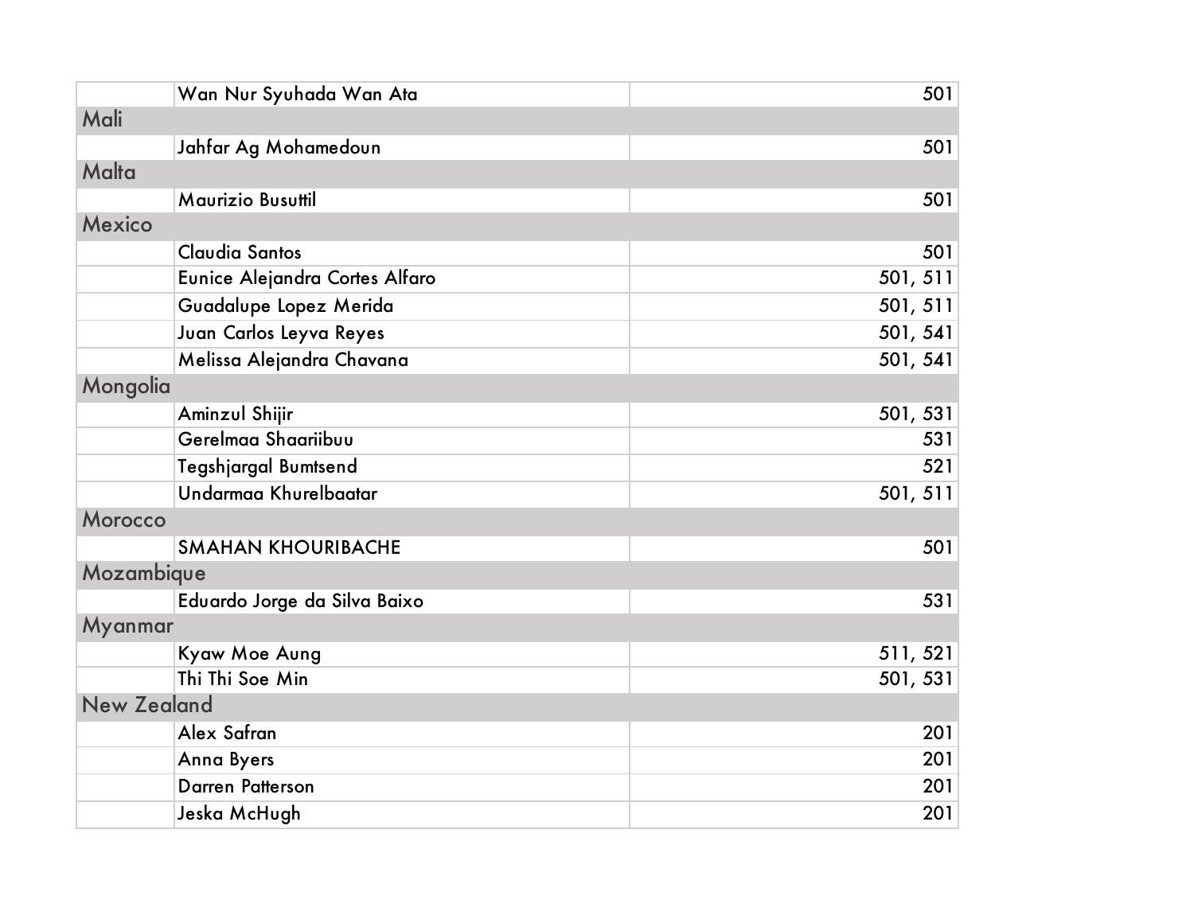| | | |
|---|---|---|
| | Wan Nur Syuhada Wan Ata | 501 |
| Mali | | |
| | Jahfar Ag Mohamedoun | 501 |
| Malta | | |
| | Maurizio Busuttil | 501 |
| Mexico | | |
| | Claudia Santos | 501 |
| | Eunice Alejandra Cortes Alfaro | 501, 511 |
| | Guadalupe Lopez Merida | 501, 511 |
| | Juan Carlos Leyva Reyes | 501, 541 |
| | Melissa Alejandra Chavana | 501, 541 |
| Mongolia | | |
| | Aminzul Shijir | 501, 531 |
| | Gerelmaa Shaariibuu | 531 |
| | Tegshjargal Bumtsend | 521 |
| | Undarmaa Khurelbaatar | 501, 511 |
| Morocco | | |
| | SMAHAN KHOURIBACHE | 501 |
| Mozambique | | |
| | Eduardo Jorge da Silva Baixo | 531 |
| Myanmar | | |
| | Kyaw Moe Aung | 511, 521 |
| | Thi Thi Soe Min | 501, 531 |
| New Zealand | | |
| | Alex Safran | 201 |
| | Anna Byers | 201 |
| | Darren Patterson | 201 |
| | Jeska McHugh | 201 |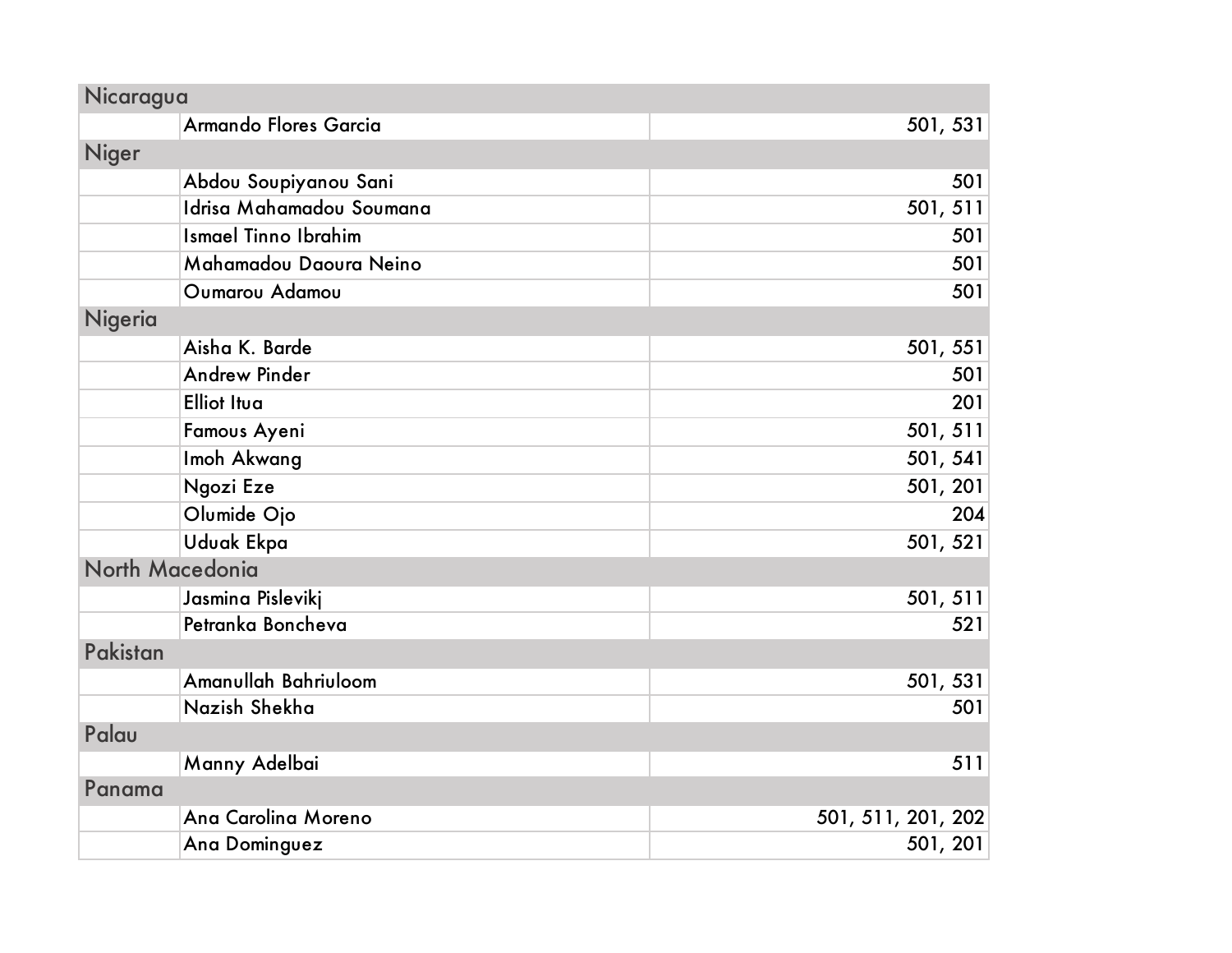| Nicaragua | | |
|---|---|---|
| | Armando Flores Garcia | 501, 531 |
| **Niger** | | |
| | Abdou Soupiyanou Sani | 501 |
| | Idrisa Mahamadou Soumana | 501, 511 |
| | Ismael Tinno Ibrahim | 501 |
| | Mahamadou Daoura Neino | 501 |
| | Oumarou Adamou | 501 |
| **Nigeria** | | |
| | Aisha K. Barde | 501, 551 |
| | Andrew Pinder | 501 |
| | Elliot Itua | 201 |
| | Famous Ayeni | 501, 511 |
| | Imoh Akwang | 501, 541 |
| | Ngozi Eze | 501, 201 |
| | Olumide Ojo | 204 |
| | Uduak Ekpa | 501, 521 |
| **North Macedonia** | | |
| | Jasmina Pislevikj | 501, 511 |
| | Petranka Boncheva | 521 |
| **Pakistan** | | |
| | Amanullah Bahriuloom | 501, 531 |
| | Nazish Shekha | 501 |
| **Palau** | | |
| | Manny Adelbai | 511 |
| **Panama** | | |
| | Ana Carolina Moreno | 501, 511, 201, 202 |
| | Ana Dominguez | 501, 201 |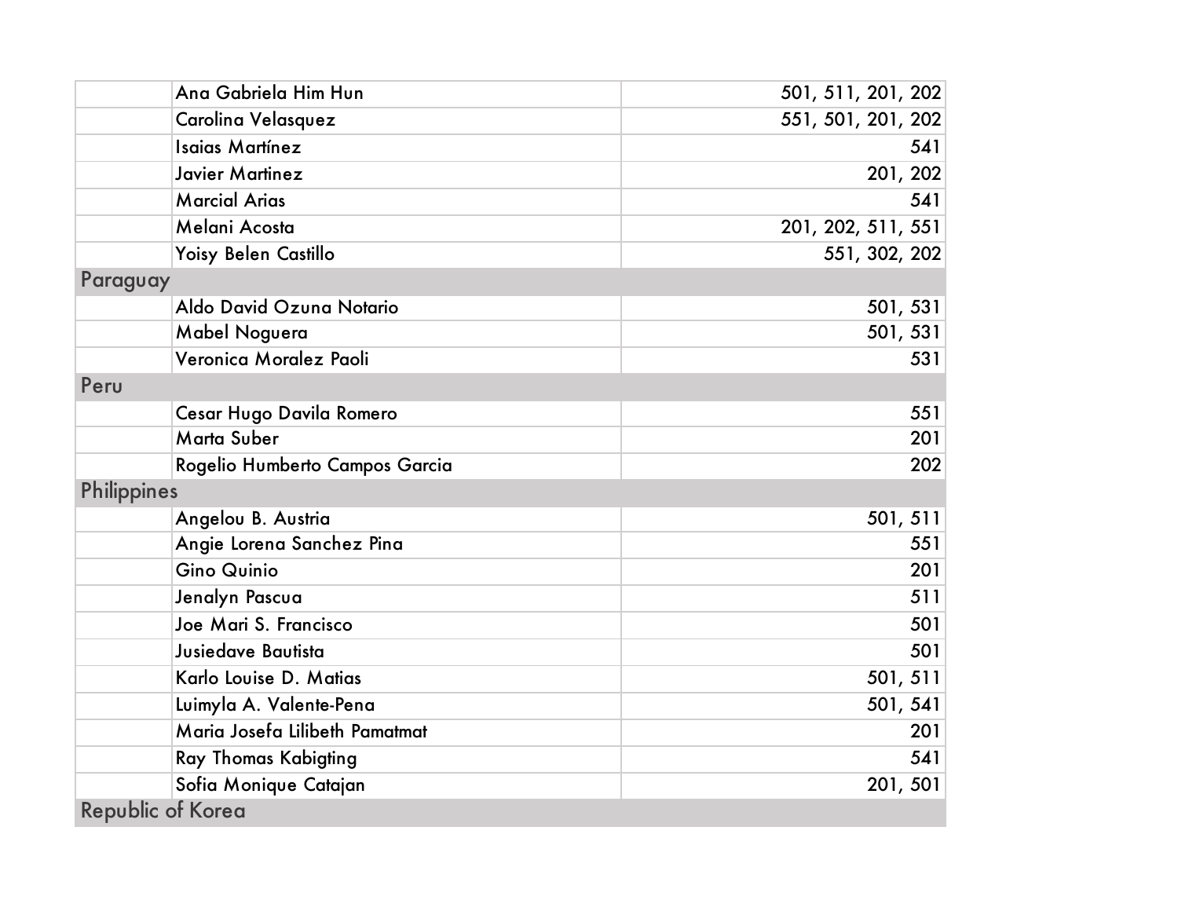| | | |
|---|---|---|
| | Ana Gabriela Him Hun | 501, 511, 201, 202 |
| | Carolina Velasquez | 551, 501, 201, 202 |
| | Isaias Martínez | 541 |
| | Javier Martinez | 201, 202 |
| | Marcial Arias | 541 |
| | Melani Acosta | 201, 202, 511, 551 |
| | Yoisy Belen Castillo | 551, 302, 202 |
| Paraguay | | |
| | Aldo David Ozuna Notario | 501, 531 |
| | Mabel Noguera | 501, 531 |
| | Veronica Moralez Paoli | 531 |
| Peru | | |
| | Cesar Hugo Davila Romero | 551 |
| | Marta Suber | 201 |
| | Rogelio Humberto Campos Garcia | 202 |
| Philippines | | |
| | Angelou B. Austria | 501, 511 |
| | Angie Lorena Sanchez Pina | 551 |
| | Gino Quinio | 201 |
| | Jenalyn Pascua | 511 |
| | Joe Mari S. Francisco | 501 |
| | Jusiedave Bautista | 501 |
| | Karlo Louise D. Matias | 501, 511 |
| | Luimyla A. Valente-Pena | 501, 541 |
| | Maria Josefa Lilibeth Pamatmat | 201 |
| | Ray Thomas Kabigting | 541 |
| | Sofia Monique Catajan | 201, 501 |
| Republic of Korea | | |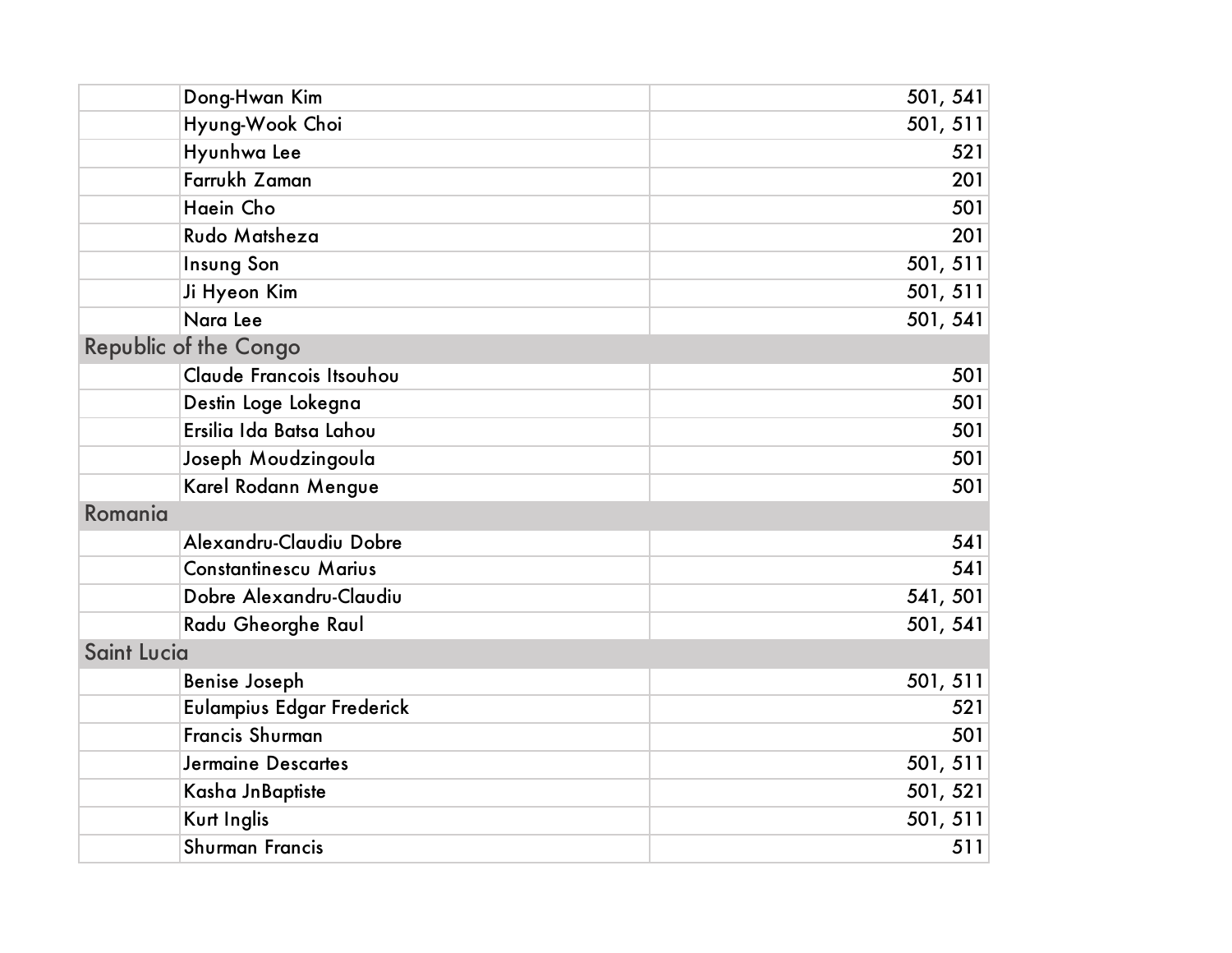| | | |
|---|---|---|
| | Dong-Hwan Kim | 501, 541 |
| | Hyung-Wook Choi | 501, 511 |
| | Hyunhwa Lee | 521 |
| | Farrukh Zaman | 201 |
| | Haein Cho | 501 |
| | Rudo Matsheza | 201 |
| | Insung Son | 501, 511 |
| | Ji Hyeon Kim | 501, 511 |
| | Nara Lee | 501, 541 |
| Republic of the Congo | | |
| | Claude Francois Itsouhou | 501 |
| | Destin Loge Lokegna | 501 |
| | Ersilia Ida Batsa Lahou | 501 |
| | Joseph Moudzingoula | 501 |
| | Karel Rodann Mengue | 501 |
| Romania | | |
| | Alexandru-Claudiu Dobre | 541 |
| | Constantinescu Marius | 541 |
| | Dobre Alexandru-Claudiu | 541, 501 |
| | Radu Gheorghe Raul | 501, 541 |
| Saint Lucia | | |
| | Benise Joseph | 501, 511 |
| | Eulampius Edgar Frederick | 521 |
| | Francis Shurman | 501 |
| | Jermaine Descartes | 501, 511 |
| | Kasha JnBaptiste | 501, 521 |
| | Kurt Inglis | 501, 511 |
| | Shurman Francis | 511 |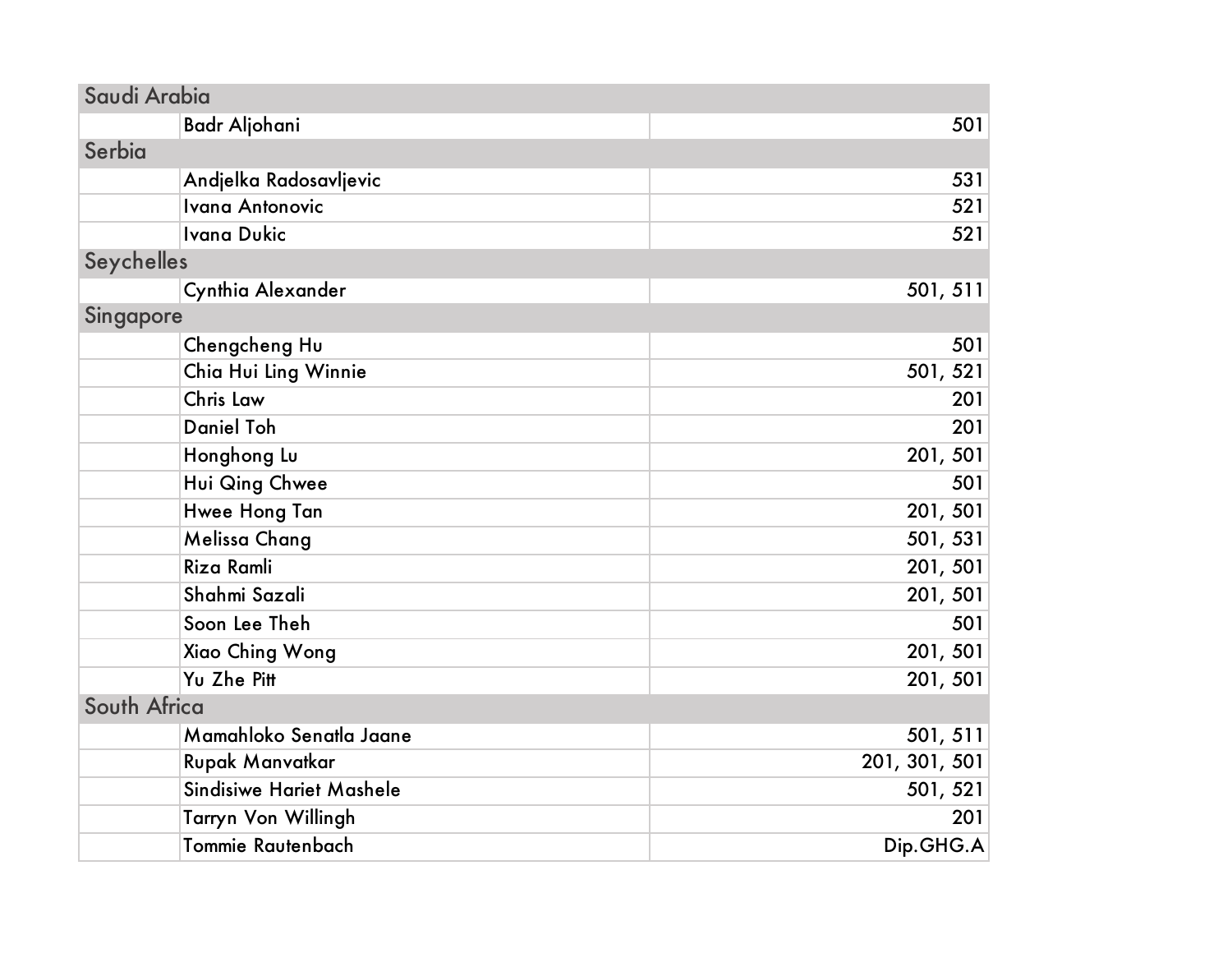| Country | Name | Courses |
|---|---|---|
| Saudi Arabia | | |
| | Badr Aljohani | 501 |
| Serbia | | |
| | Andjelka Radosavljevic | 531 |
| | Ivana Antonovic | 521 |
| | Ivana Dukic | 521 |
| Seychelles | | |
| | Cynthia Alexander | 501, 511 |
| Singapore | | |
| | Chengcheng Hu | 501 |
| | Chia Hui Ling Winnie | 501, 521 |
| | Chris Law | 201 |
| | Daniel Toh | 201 |
| | Honghong Lu | 201, 501 |
| | Hui Qing Chwee | 501 |
| | Hwee Hong Tan | 201, 501 |
| | Melissa Chang | 501, 531 |
| | Riza Ramli | 201, 501 |
| | Shahmi Sazali | 201, 501 |
| | Soon Lee Theh | 501 |
| | Xiao Ching Wong | 201, 501 |
| | Yu Zhe Pitt | 201, 501 |
| South Africa | | |
| | Mamahloko Senatla Jaane | 501, 511 |
| | Rupak Manvatkar | 201, 301, 501 |
| | Sindisiwe Hariet Mashele | 501, 521 |
| | Tarryn Von Willingh | 201 |
| | Tommie Rautenbach | Dip.GHG.A |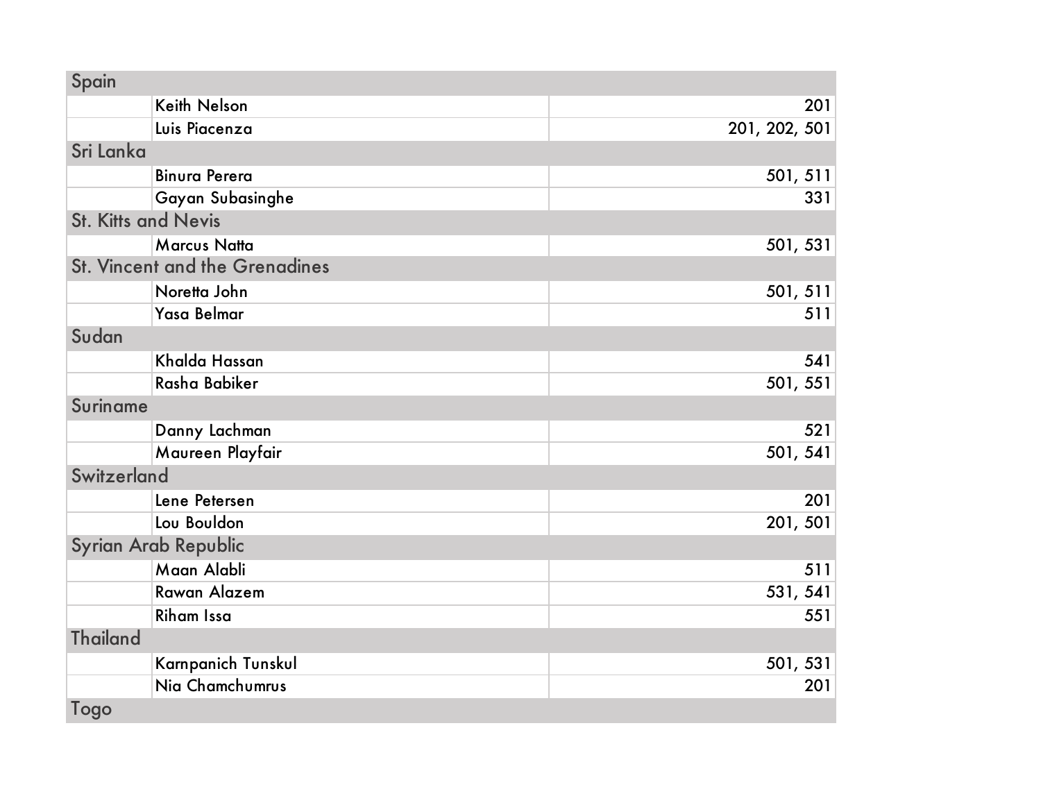| Country | Name | Codes |
|---|---|---|
| Spain | | |
| | Keith Nelson | 201 |
| | Luis Piacenza | 201, 202, 501 |
| Sri Lanka | | |
| | Binura Perera | 501, 511 |
| | Gayan Subasinghe | 331 |
| St. Kitts and Nevis | | |
| | Marcus Natta | 501, 531 |
| St. Vincent and the Grenadines | | |
| | Noretta John | 501, 511 |
| | Yasa Belmar | 511 |
| Sudan | | |
| | Khalda Hassan | 541 |
| | Rasha Babiker | 501, 551 |
| Suriname | | |
| | Danny Lachman | 521 |
| | Maureen Playfair | 501, 541 |
| Switzerland | | |
| | Lene Petersen | 201 |
| | Lou Bouldon | 201, 501 |
| Syrian Arab Republic | | |
| | Maan Alabli | 511 |
| | Rawan Alazem | 531, 541 |
| | Riham Issa | 551 |
| Thailand | | |
| | Karnpanich Tunskul | 501, 531 |
| | Nia Chamchumrus | 201 |
| Togo | | |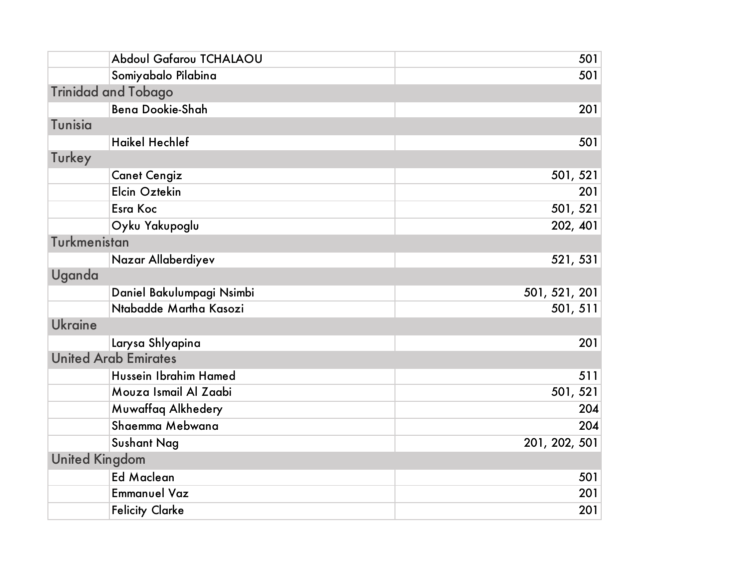| | | |
|---|---|---|
| | Abdoul Gafarou TCHALAOU | 501 |
| | Somiyabalo Pilabina | 501 |
| Trinidad and Tobago | | |
| | Bena Dookie-Shah | 201 |
| Tunisia | | |
| | Haikel Hechlef | 501 |
| Turkey | | |
| | Canet Cengiz | 501, 521 |
| | Elcin Oztekin | 201 |
| | Esra Koc | 501, 521 |
| | Oyku Yakupoglu | 202, 401 |
| Turkmenistan | | |
| | Nazar Allaberdiyev | 521, 531 |
| Uganda | | |
| | Daniel Bakulumpagi Nsimbi | 501, 521, 201 |
| | Ntabadde Martha Kasozi | 501, 511 |
| Ukraine | | |
| | Larysa Shlyapina | 201 |
| United Arab Emirates | | |
| | Hussein Ibrahim Hamed | 511 |
| | Mouza Ismail Al Zaabi | 501, 521 |
| | Muwaffaq Alkhedery | 204 |
| | Shaemma Mebwana | 204 |
| | Sushant Nag | 201, 202, 501 |
| United Kingdom | | |
| | Ed Maclean | 501 |
| | Emmanuel Vaz | 201 |
| | Felicity Clarke | 201 |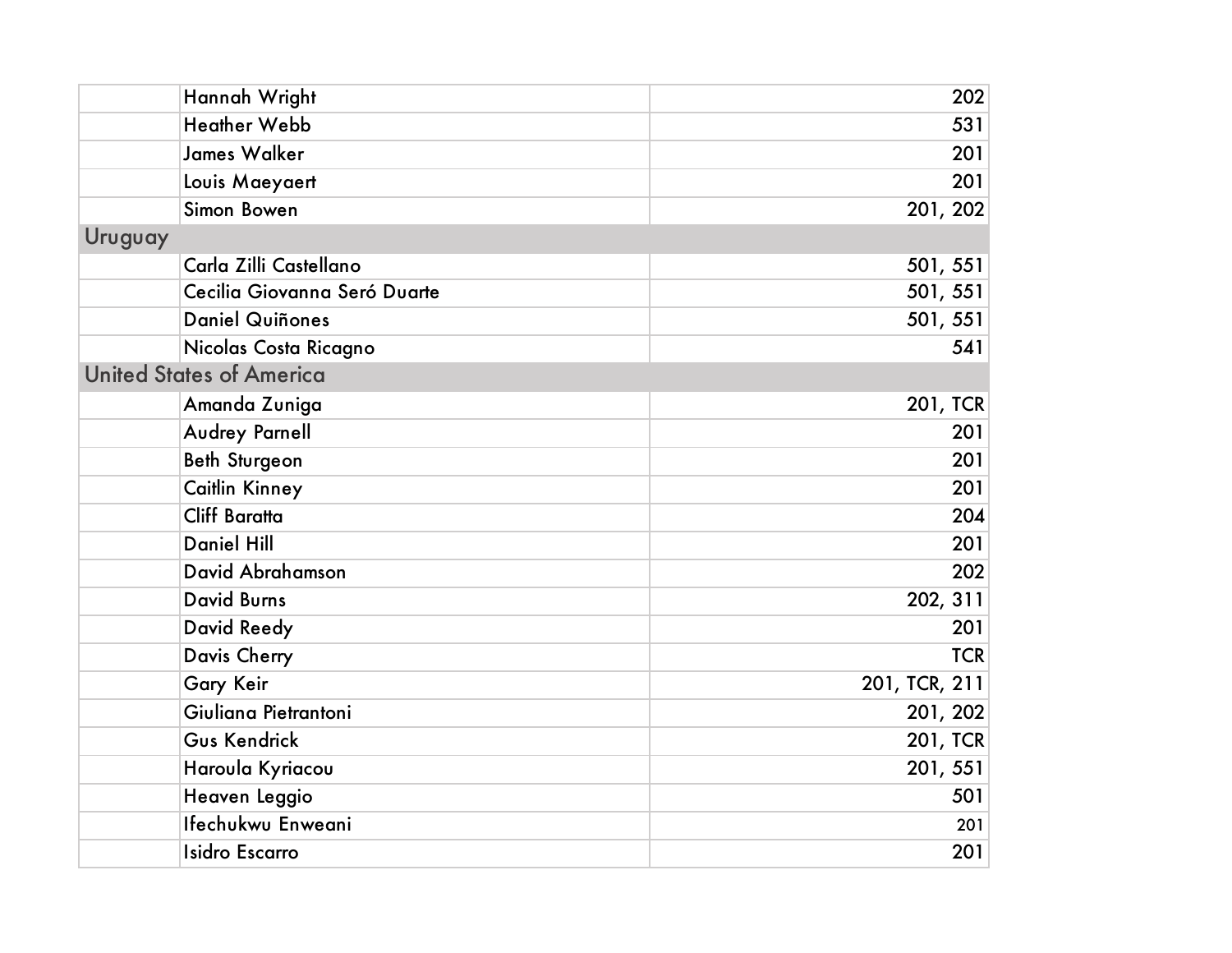| | | |
|---|---|---|
| | Hannah Wright | 202 |
| | Heather Webb | 531 |
| | James Walker | 201 |
| | Louis Maeyaert | 201 |
| | Simon Bowen | 201, 202 |
| Uruguay | | |
| | Carla Zilli Castellano | 501, 551 |
| | Cecilia Giovanna Seró Duarte | 501, 551 |
| | Daniel Quiñones | 501, 551 |
| | Nicolas Costa Ricagno | 541 |
| United States of America | | |
| | Amanda Zuniga | 201, TCR |
| | Audrey Parnell | 201 |
| | Beth Sturgeon | 201 |
| | Caitlin Kinney | 201 |
| | Cliff Baratta | 204 |
| | Daniel Hill | 201 |
| | David Abrahamson | 202 |
| | David Burns | 202, 311 |
| | David Reedy | 201 |
| | Davis Cherry | TCR |
| | Gary Keir | 201, TCR, 211 |
| | Giuliana Pietrantoni | 201, 202 |
| | Gus Kendrick | 201, TCR |
| | Haroula Kyriacou | 201, 551 |
| | Heaven Leggio | 501 |
| | Ifechukwu Enweani | 201 |
| | Isidro Escarro | 201 |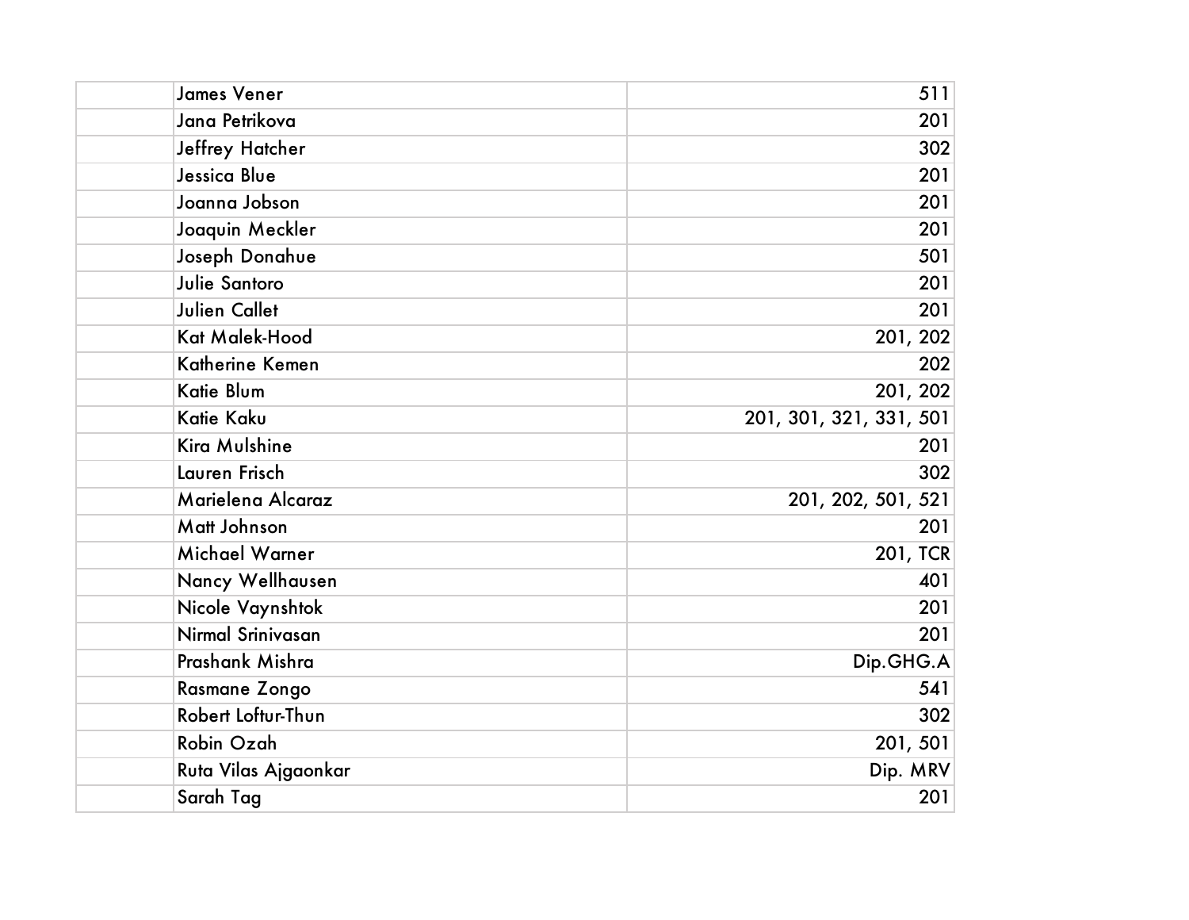| | | |
|---|---|---|
| | James Vener | 511 |
| | Jana Petrikova | 201 |
| | Jeffrey Hatcher | 302 |
| | Jessica Blue | 201 |
| | Joanna Jobson | 201 |
| | Joaquin Meckler | 201 |
| | Joseph Donahue | 501 |
| | Julie Santoro | 201 |
| | Julien Callet | 201 |
| | Kat Malek-Hood | 201, 202 |
| | Katherine Kemen | 202 |
| | Katie Blum | 201, 202 |
| | Katie Kaku | 201, 301, 321, 331, 501 |
| | Kira Mulshine | 201 |
| | Lauren Frisch | 302 |
| | Marielena Alcaraz | 201, 202, 501, 521 |
| | Matt Johnson | 201 |
| | Michael Warner | 201, TCR |
| | Nancy Wellhausen | 401 |
| | Nicole Vaynshtok | 201 |
| | Nirmal Srinivasan | 201 |
| | Prashank Mishra | Dip.GHG.A |
| | Rasmane Zongo | 541 |
| | Robert Loftur-Thun | 302 |
| | Robin Ozah | 201, 501 |
| | Ruta Vilas Ajgaonkar | Dip. MRV |
| | Sarah Tag | 201 |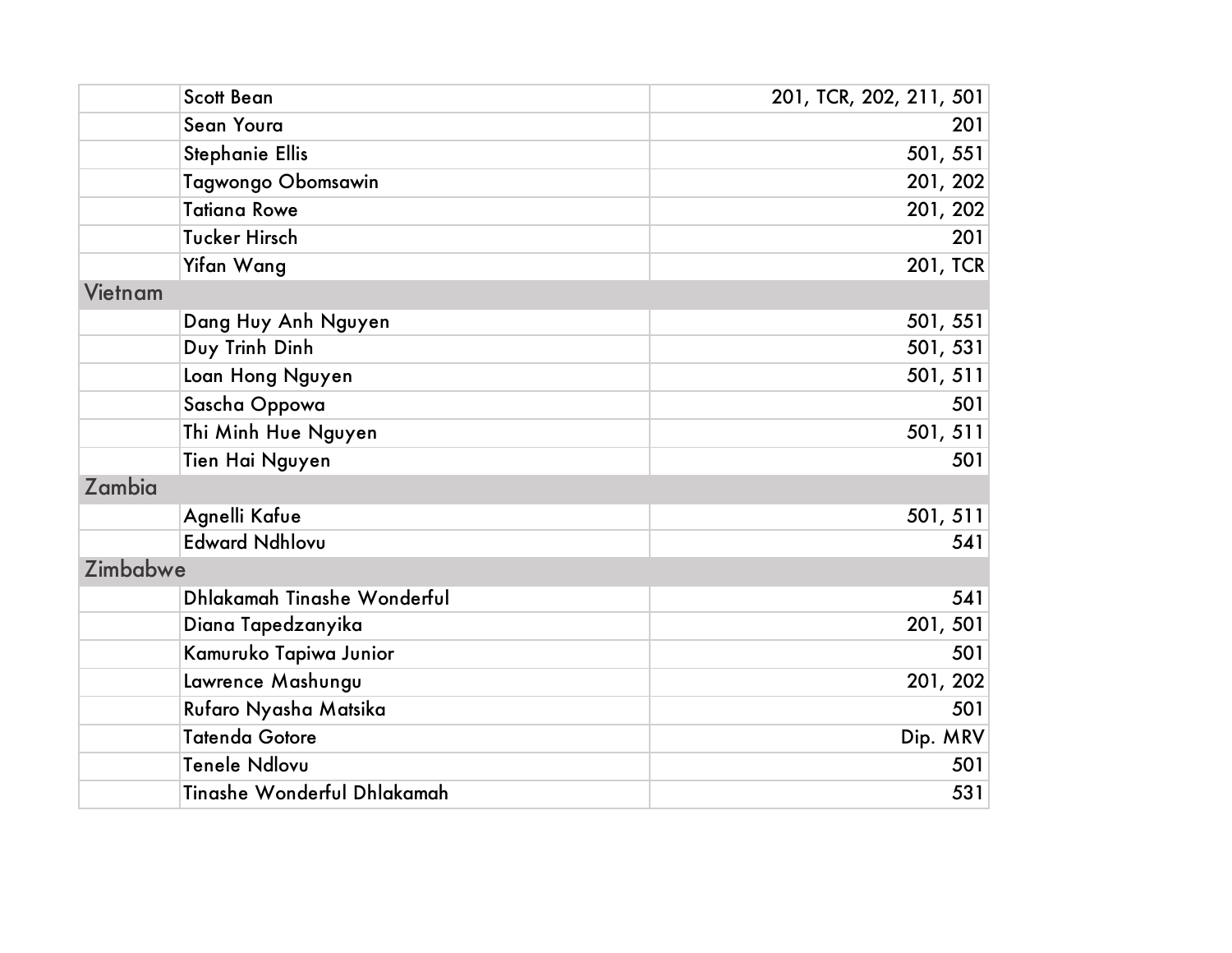| | | |
|---|---|---|
| | Scott Bean | 201, TCR, 202, 211, 501 |
| | Sean Youra | 201 |
| | Stephanie Ellis | 501, 551 |
| | Tagwongo Obomsawin | 201, 202 |
| | Tatiana Rowe | 201, 202 |
| | Tucker Hirsch | 201 |
| | Yifan Wang | 201, TCR |
| Vietnam | | |
| | Dang Huy Anh Nguyen | 501, 551 |
| | Duy Trinh Dinh | 501, 531 |
| | Loan Hong Nguyen | 501, 511 |
| | Sascha Oppowa | 501 |
| | Thi Minh Hue Nguyen | 501, 511 |
| | Tien Hai Nguyen | 501 |
| Zambia | | |
| | Agnelli Kafue | 501, 511 |
| | Edward Ndhlovu | 541 |
| Zimbabwe | | |
| | Dhlakamah Tinashe Wonderful | 541 |
| | Diana Tapedzanyika | 201, 501 |
| | Kamuruko Tapiwa Junior | 501 |
| | Lawrence Mashungu | 201, 202 |
| | Rufaro Nyasha Matsika | 501 |
| | Tatenda Gotore | Dip. MRV |
| | Tenele Ndlovu | 501 |
| | Tinashe Wonderful Dhlakamah | 531 |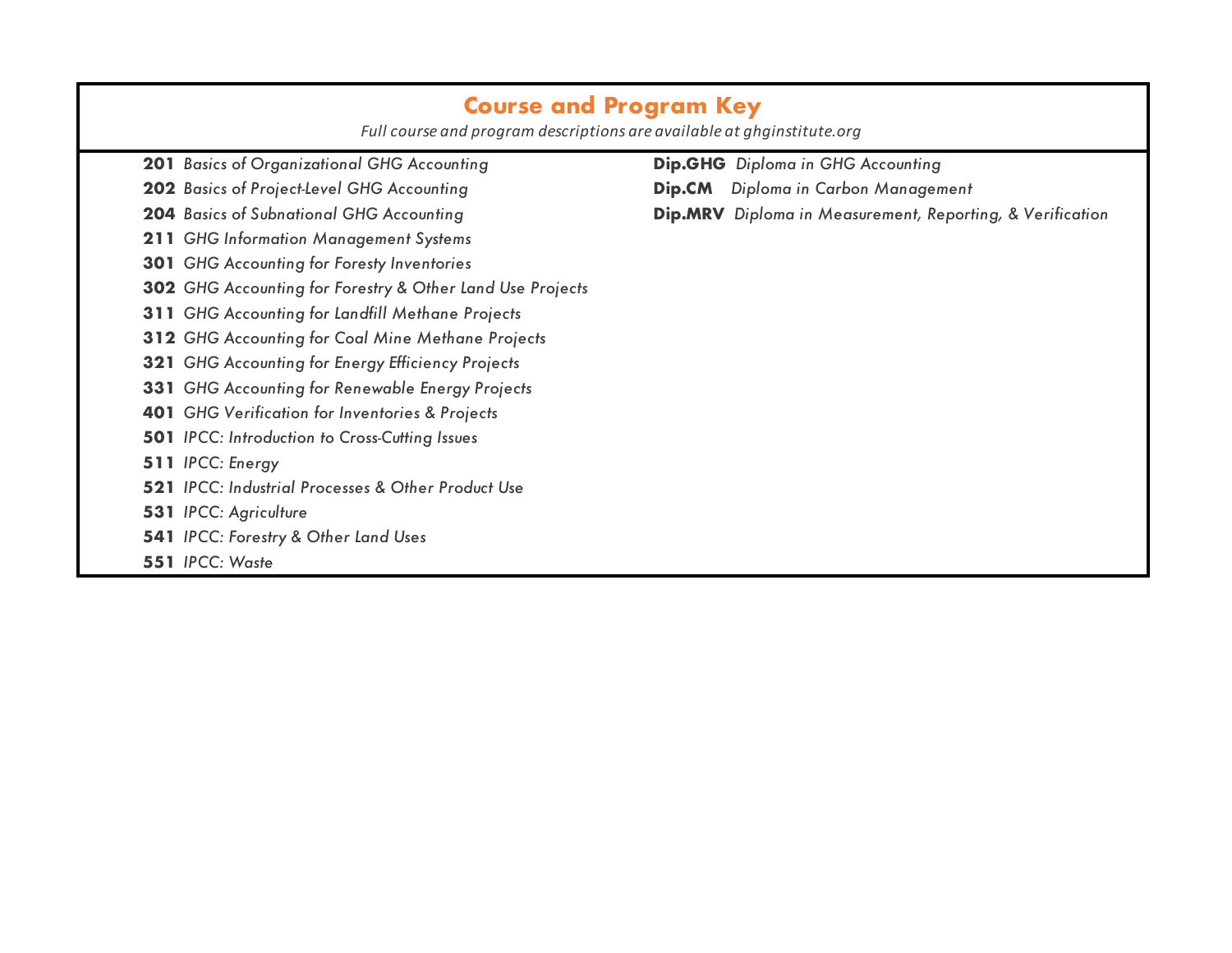## Course and Program Key

*Full course and program descriptions are available at ghginstitute.org*

**201** *Basics of Organizational GHG Accounting*
**202** *Basics of Project-Level GHG Accounting*
**204** *Basics of Subnational GHG Accounting*
**211** *GHG Information Management Systems*
**301** *GHG Accounting for Foresty Inventories*
**302** *GHG Accounting for Forestry & Other Land Use Projects*
**311** *GHG Accounting for Landfill Methane Projects*
**312** *GHG Accounting for Coal Mine Methane Projects*
**321** *GHG Accounting for Energy Efficiency Projects*
**331** *GHG Accounting for Renewable Energy Projects*
**401** *GHG Verification for Inventories & Projects*
**501** *IPCC: Introduction to Cross-Cutting Issues*
**511** *IPCC: Energy*
**521** *IPCC: Industrial Processes & Other Product Use*
**531** *IPCC: Agriculture*
**541** *IPCC: Forestry & Other Land Uses*
**551** *IPCC: Waste*

**Dip.GHG** *Diploma in GHG Accounting*
**Dip.CM** *Diploma in Carbon Management*
**Dip.MRV** *Diploma in Measurement, Reporting, & Verification*